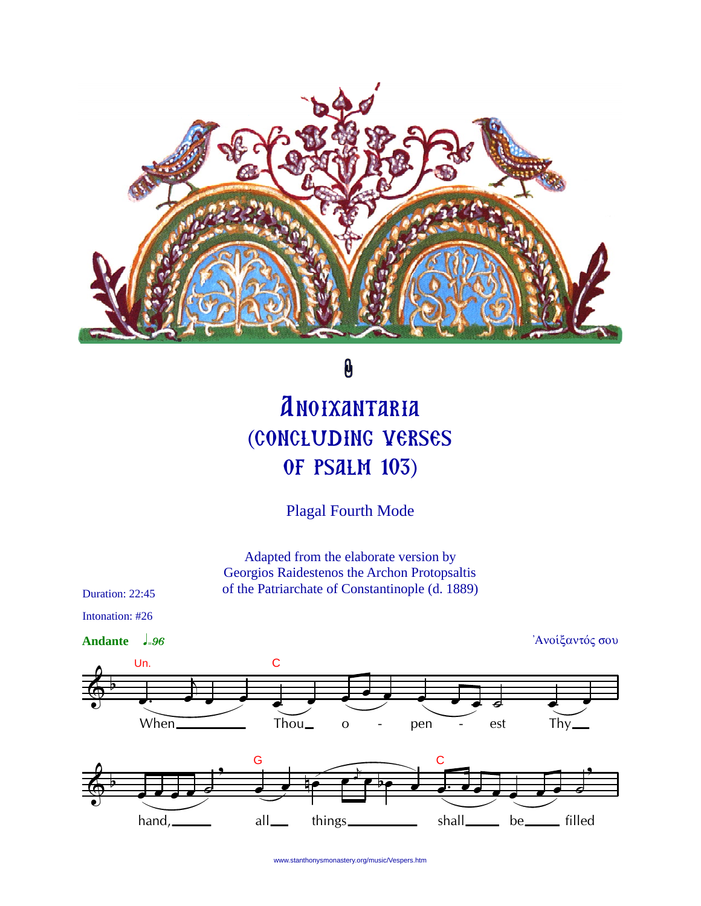# Anoixantaria (Concluding Verses of Psalm 103)

Plagal Fourth Mode

Adapted from the elaborate version by
Georgios Raidestenos the Archon Protopsaltis
of the Patriarchate of Constantinople (d. 1889)

Duration: 22:45

Intonation: #26

**Andante** ♩=96

᾿Ανοίξαντός σου

Un. C

When Thou o - pen - est Thy

G C

hand, all things shall be filled

www.stanthonysmonastery.org/music/Vespers.htm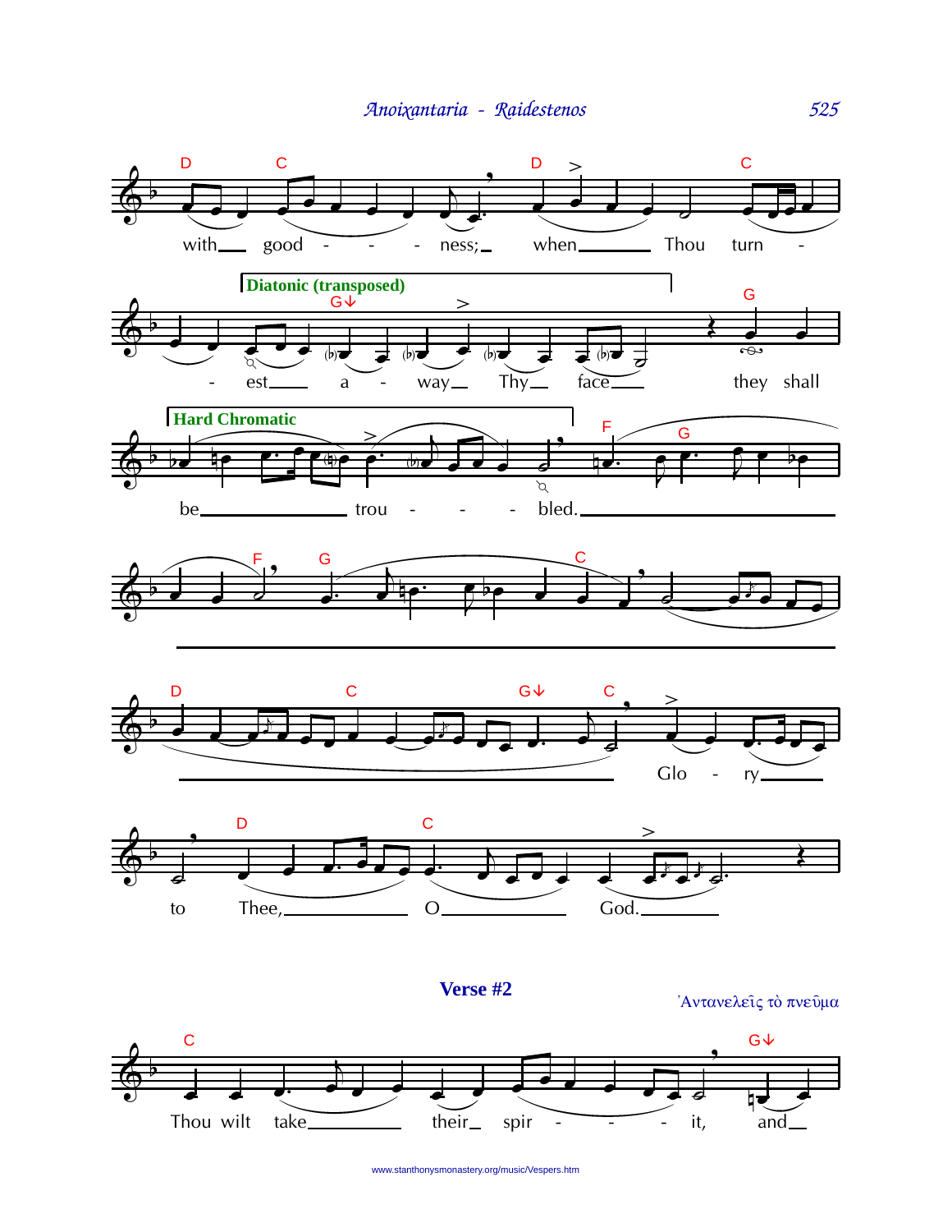with good - - - ness; when Thou turn -

Diatonic (transposed)

- est a - way Thy face they shall

Hard Chromatic

be trou - - - bled.

Glo - ry

to Thee, O God.

**Verse #2**

Ἀντανελεῖς τὸ πνεῦμα

Thou wilt take their spir - - - it, and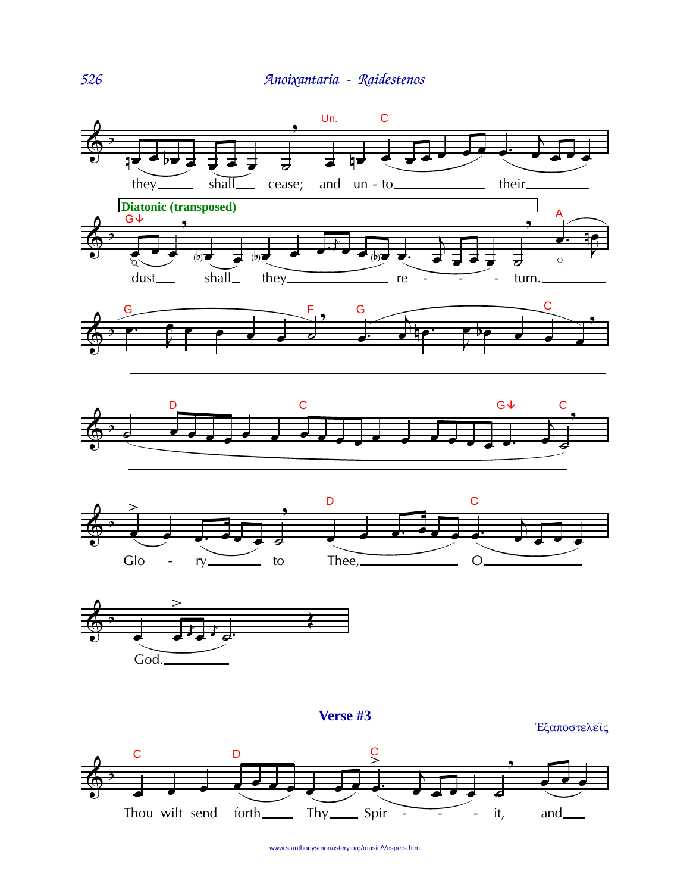they shall cease; and un - to their

**Diatonic (transposed)**

dust shall they re - - - turn.

Glo - ry to Thee, O

God.

## Verse #3

Ἐξαποστελεῖς

Thou wilt send forth Thy Spir - - - it, and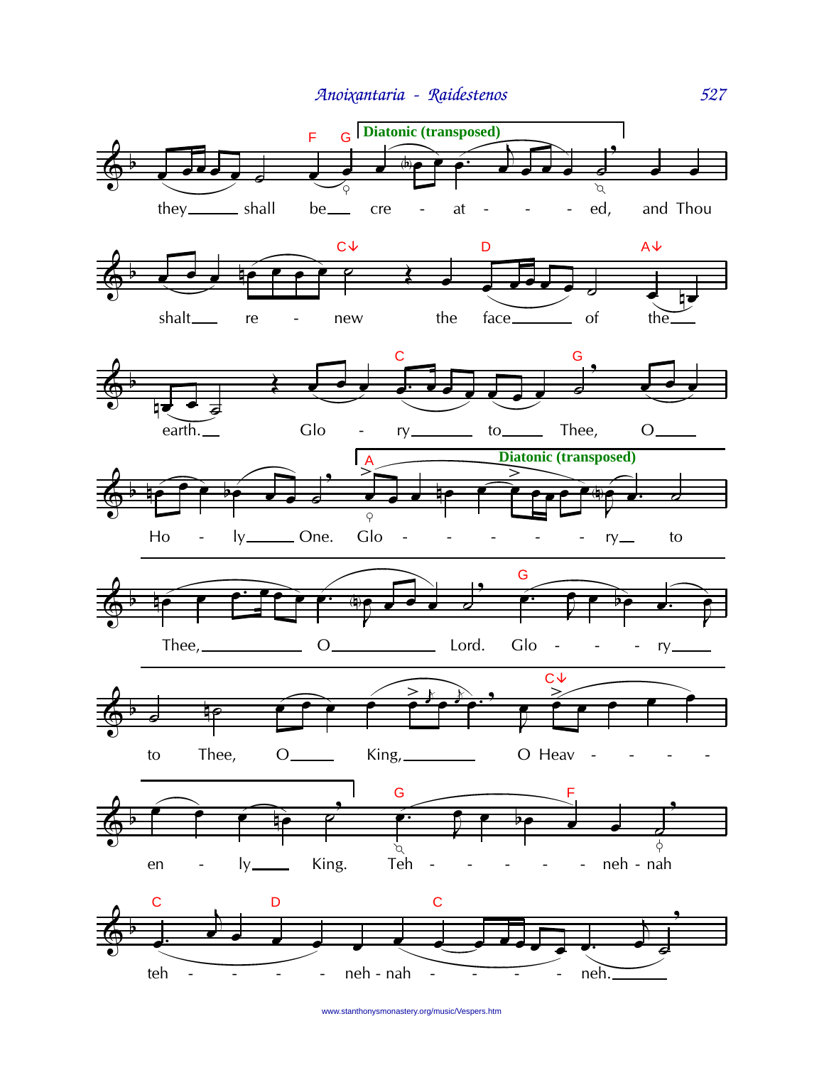Diatonic (transposed)

they shall be created, and Thou

shalt renew the face of the

earth. Glory to Thee, O

Holy One. Glory to

Diatonic (transposed)

Thee, O Lord. Glory

to Thee, O King, O Heav-

enly King. Teh-neh-nah

teh-neh-nah-neh.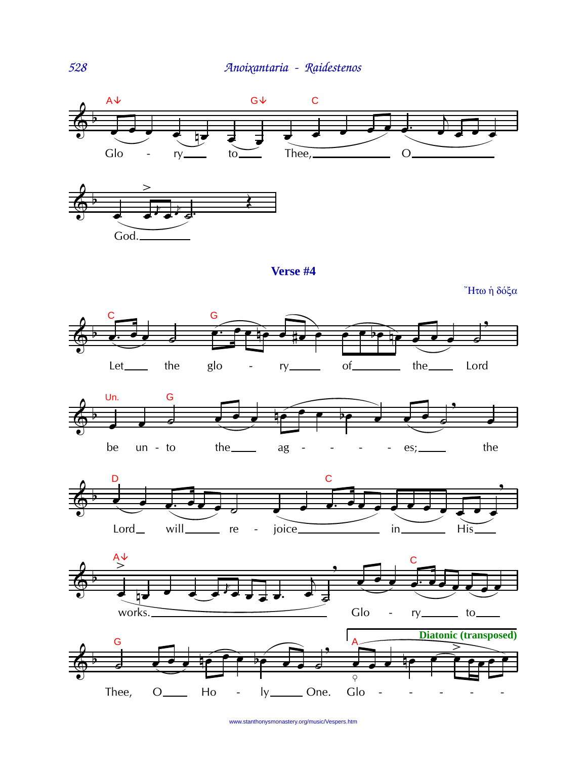Glo - ry to Thee, O God.

## Verse #4

Ἤτω ἡ δόξα

Let the glo - ry of the Lord be unto the ag - - - - - es; the Lord will re - joice in His works. Glo - ry to Thee, O Ho - ly One. Glo - - - - - -

**Diatonic (transposed)**

www.stanthonysmonastery.org/music/Vespers.htm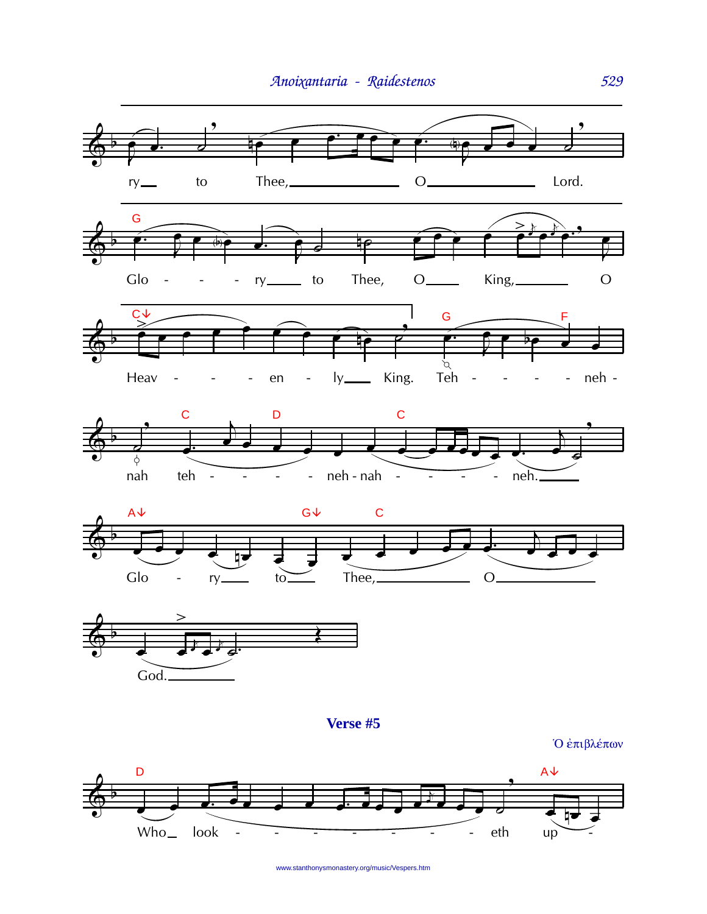ry to Thee, O Lord.

Glo - - - ry to Thee, O King, O

Heav - - - en - ly King. Teh - - - - neh -

nah teh - - - - - neh - nah - - - - neh.

Glo - ry to Thee, O

God.

**Verse #5**

Ὁ ἐπιβλέπων

Who look - - - - - - - eth up -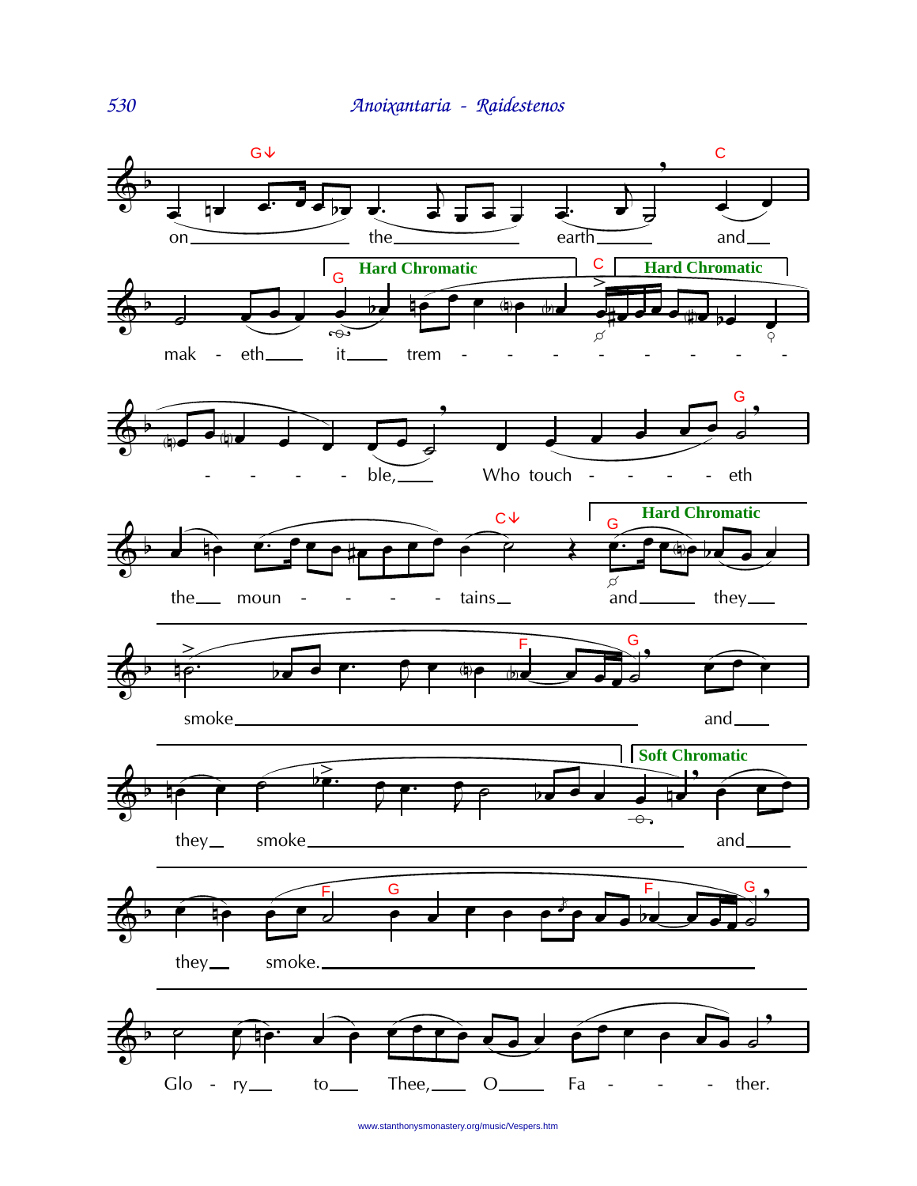on the earth and makeeth it tremble, Who toucheth the mountains and they smoke and they smoke and they smoke.

Glory to Thee, O Father.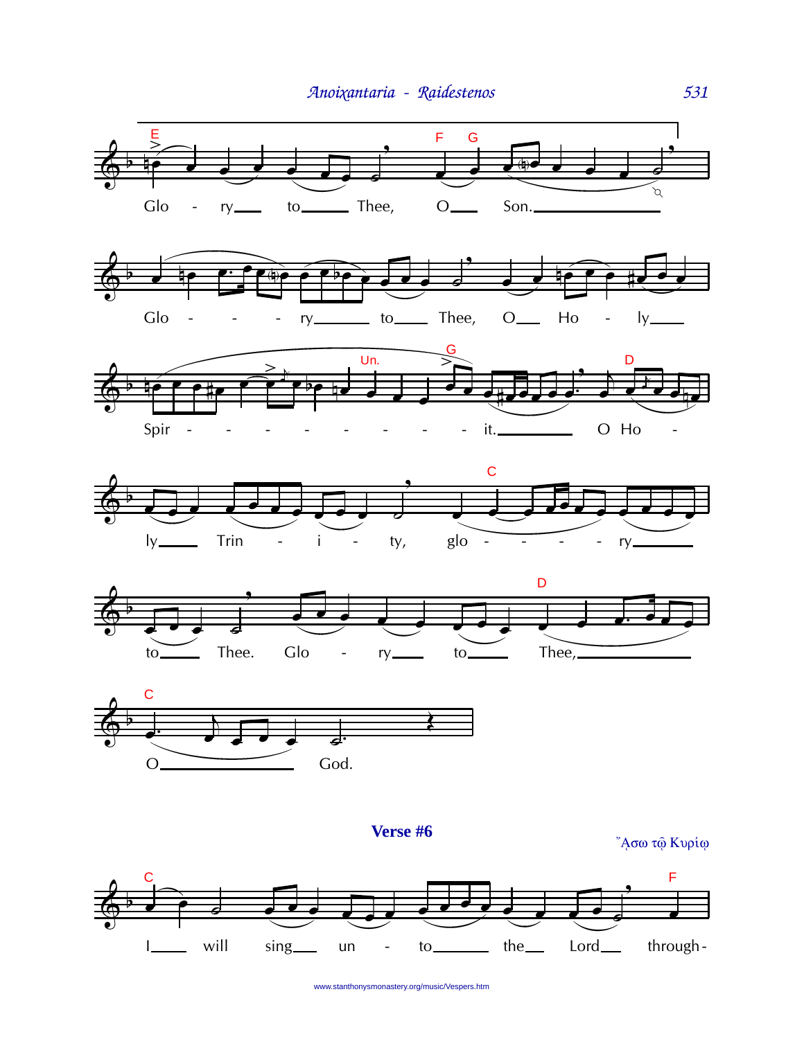Glory to Thee, O Son. Glory to Thee, O Holy Spirit. O Holy Trinity, glory to Thee. Glory to Thee, O God.

**Verse #6**

Ἄσω τῷ Κυρίῳ

I will sing unto the Lord through-

www.stanthonysmonastery.org/music/Vespers.htm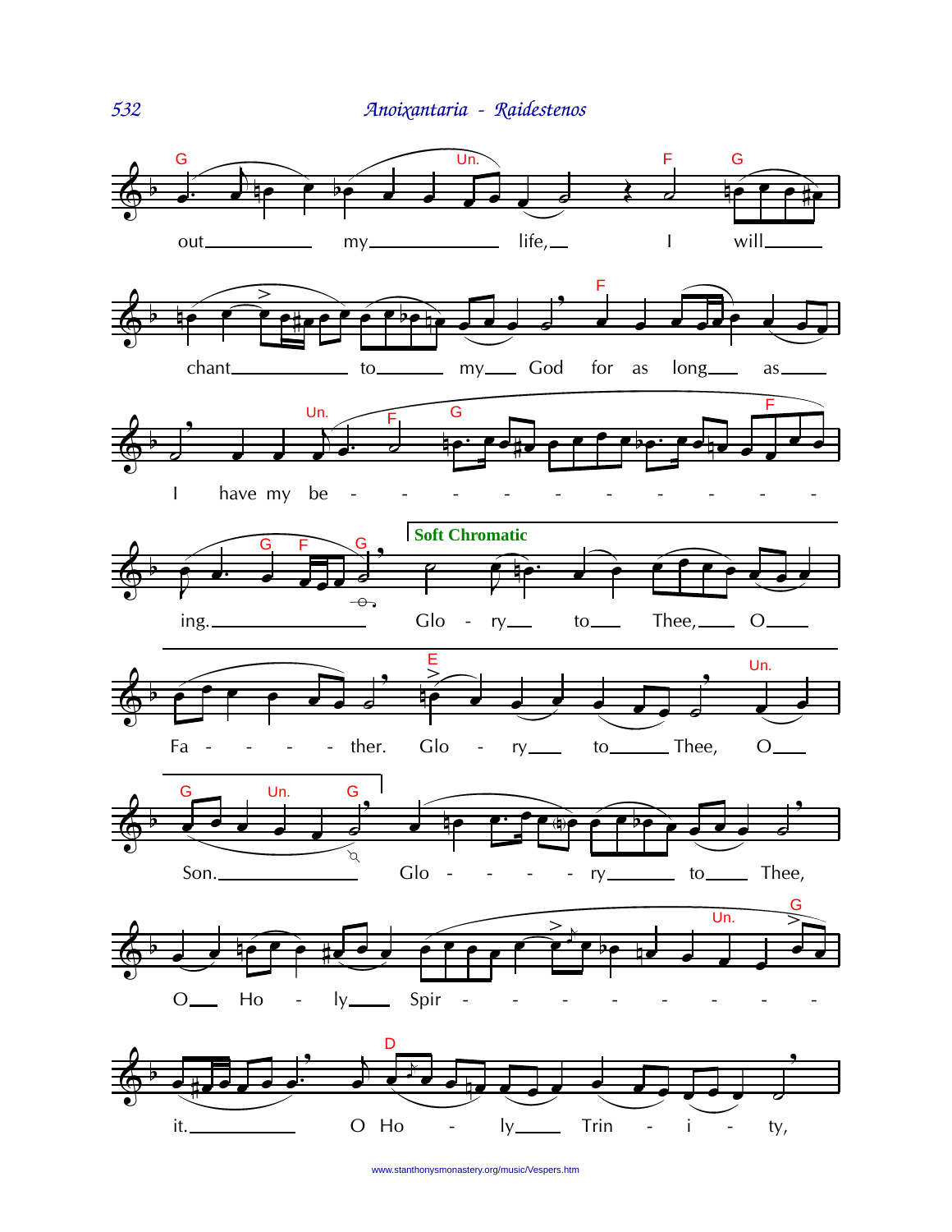out my life, I will

chant to my God for as long as

I have my be - - - - - - - - - -

ing. Glo - ry to Thee, O

**Soft Chromatic**

Fa - - - - ther. Glo - ry to Thee, O

Son. Glo - - - - ry to Thee,

O Ho - ly Spir - - - - - - - - -

it. O Ho - ly Trin - i - ty,

www.stanthonysmonastery.org/music/Vespers.htm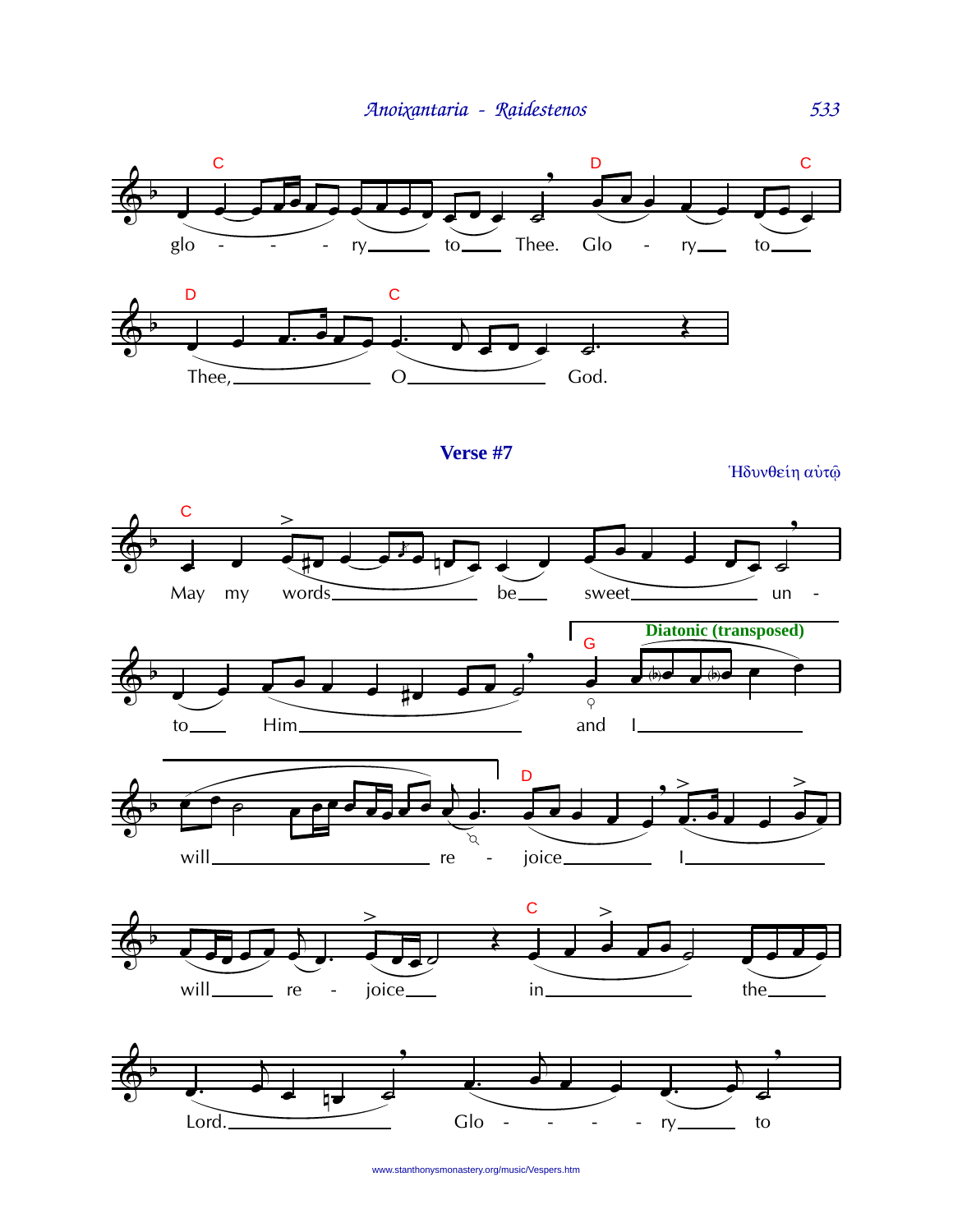glo - - - ry to Thee. Glo - ry to

Thee, O God.

**Verse #7**

Ἡδυνθείη αὐτῷ

May my words be sweet un - to Him

**Diatonic (transposed)**

and I will re - joice I will re - joice in the Lord. Glo - - - - ry to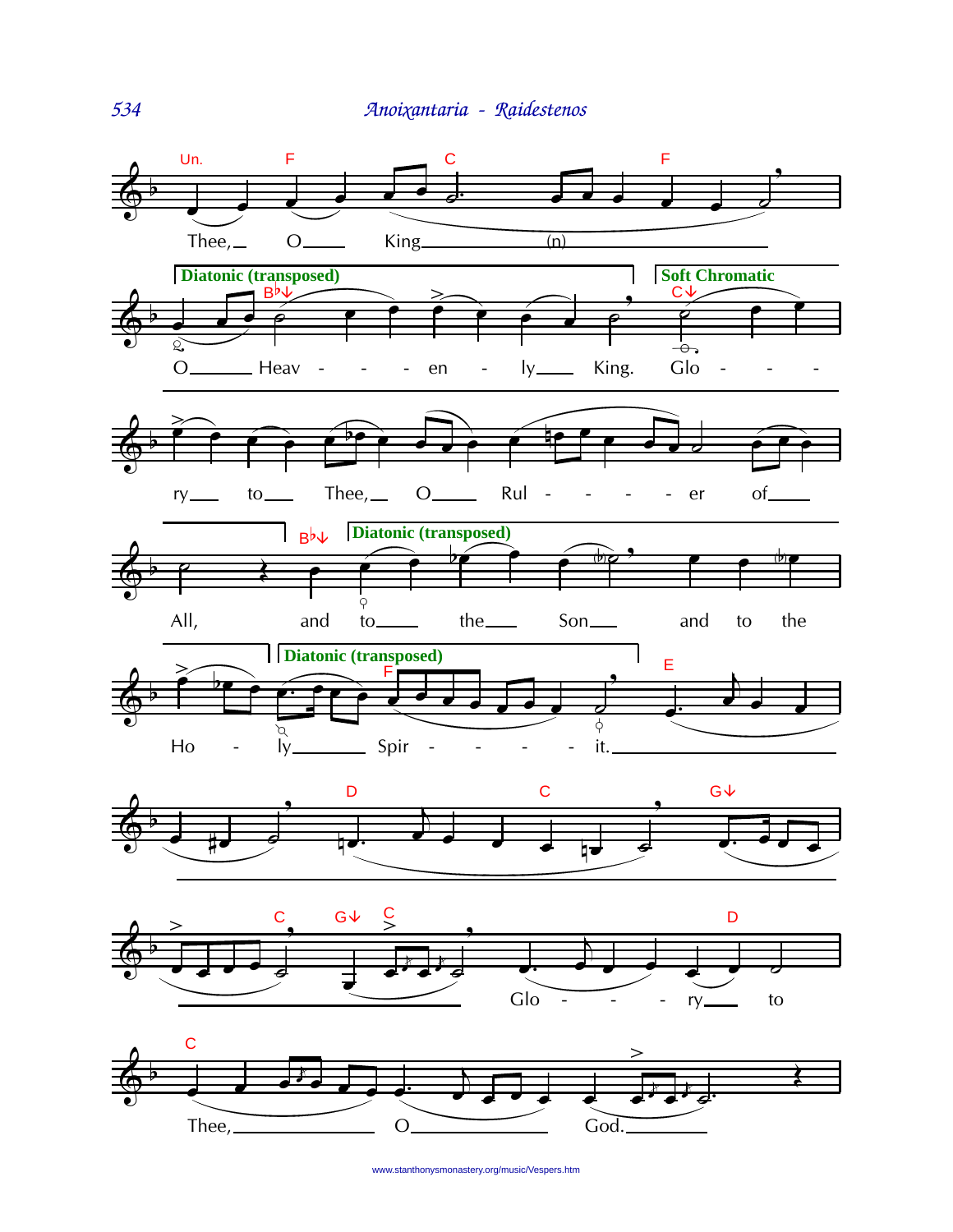Un. F C F

Thee, O King (n)

Diatonic (transposed) B♭↓ — Soft Chromatic C↓

O Heav - - - en - ly King. Glo - - -

ry to Thee, O Rul - - - - - er of

B♭↓ Diatonic (transposed)

All, and to the Son and to the

Diatonic (transposed) F E

Ho - ly Spir - - - - - it.

D C G↓

C G↓ C D

Glo - - - ry to

C

Thee, O God.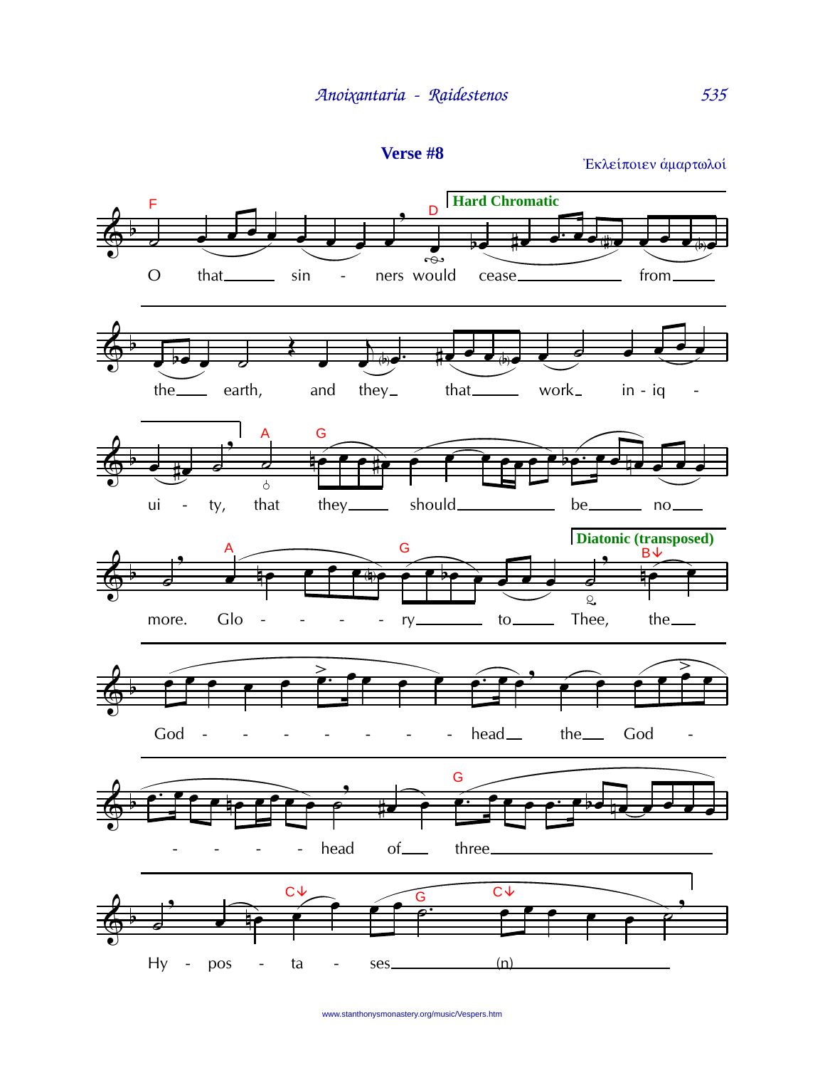## Verse #8

Ἐκλείποιεν ἁμαρτωλοί

Hard Chromatic

O that sin - ners would cease from the earth, and they that work in - iq - ui - ty, that they should be no more. Glo - - - - ry to Thee, the God - - - - - - - - head the God - - - - - head of three Hy - pos - ta - ses (n)

Diatonic (transposed)

www.stanthonysmonastery.org/music/Vespers.htm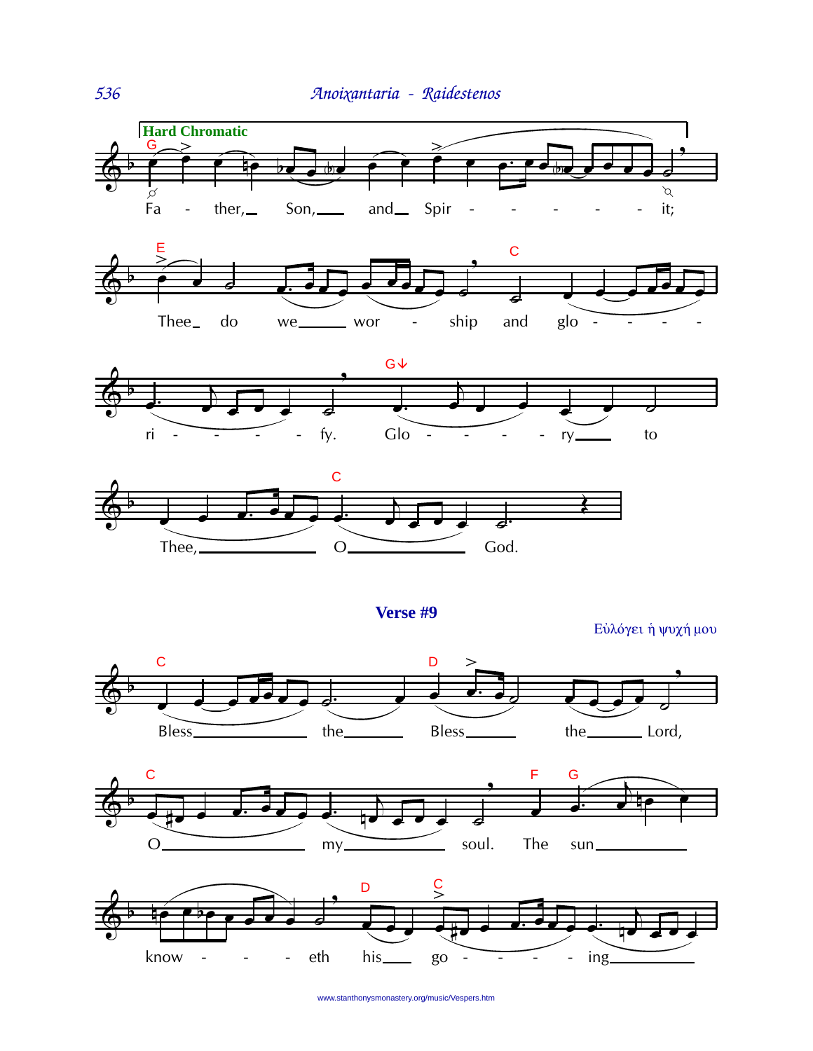**Hard Chromatic**

Fa - ther, Son, and Spir - - - - - - it;

Thee do we wor - ship and glo - - - -

ri - - - - fy. Glo - - - - ry to

Thee, O God.

## Verse #9

Εὐλόγει ἡ ψυχή μου

Bless the Bless the Lord,

O my soul. The sun

know - - - eth his go - - - - ing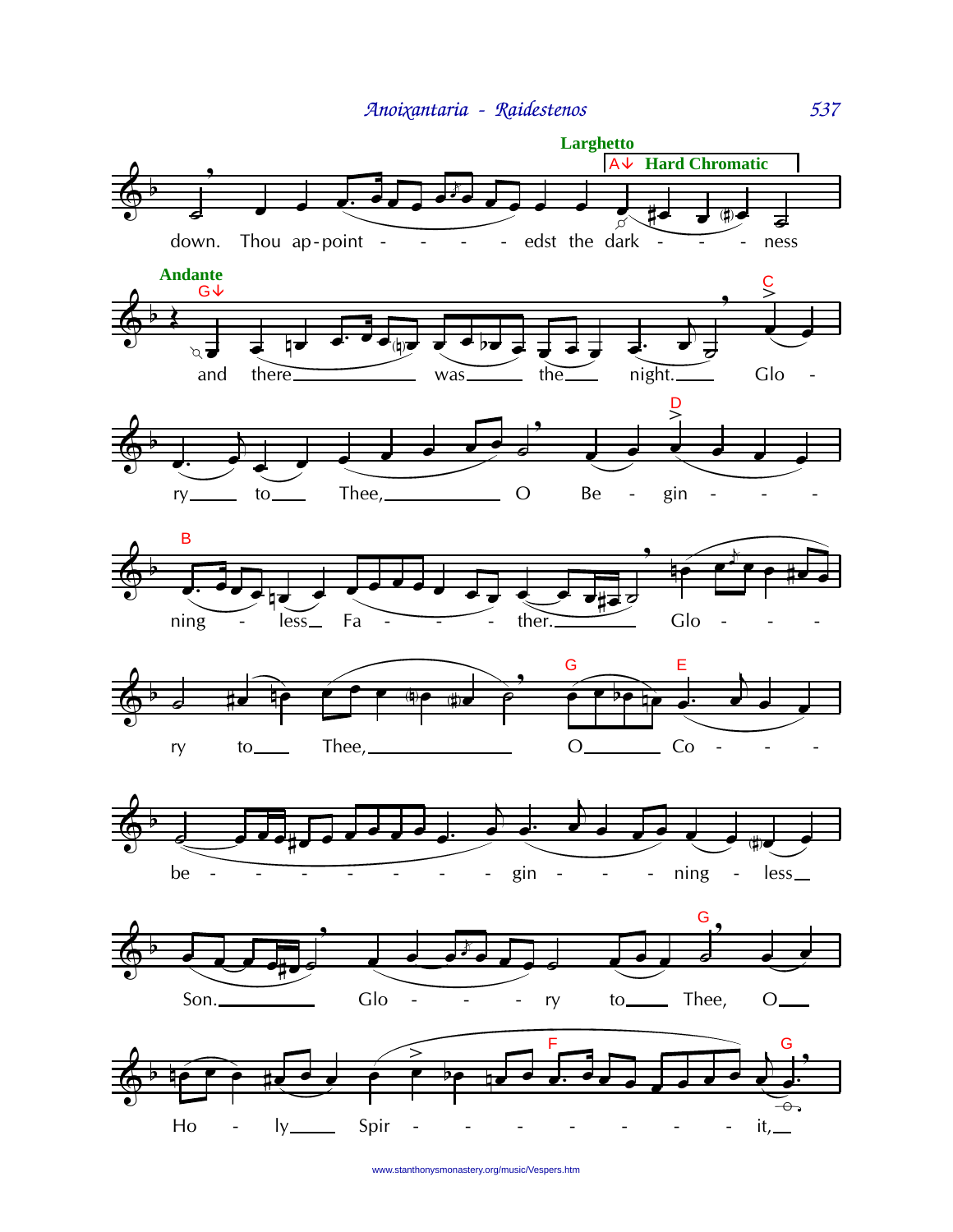*Anoixantaria - Raidestenos*

**Larghetto**

A↓ **Hard Chromatic**

down. Thou ap-point - - - - edst the dark - - - ness

**Andante**

G↓

and there was the night. Glo -

C

ry to Thee, O Be - gin - - -

D

B

ning - less Fa - - - ther. Glo - - -

ry to Thee, O Co - - -

G E

be - - - - - - - gin - - - ning - less

Son. Glo - - - - ry to Thee, O

G

Ho - ly Spir - - - - - - - - it,

F G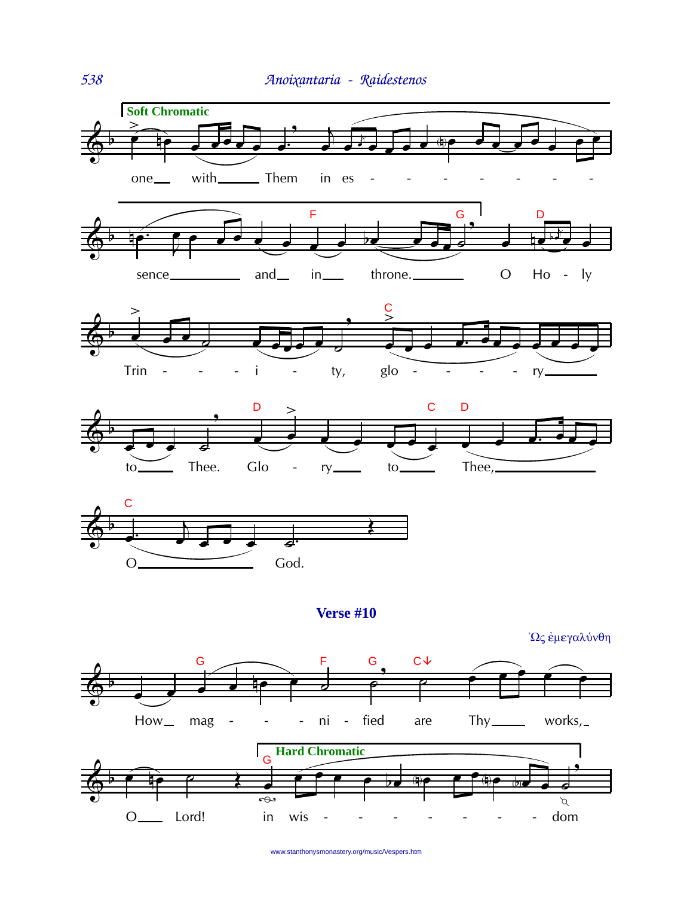**Soft Chromatic**

one with Them in es - - - - - - - -

sence and in throne. O Ho - ly

Trin - - - i - ty, glo - - - - ry

to Thee. Glo - ry to Thee,

O God.

**Verse #10**

Ὡς ἐμεγαλύνθη

How mag - - - ni - fied are Thy works,

O Lord! in wis - - - - - - - - dom

**Hard Chromatic**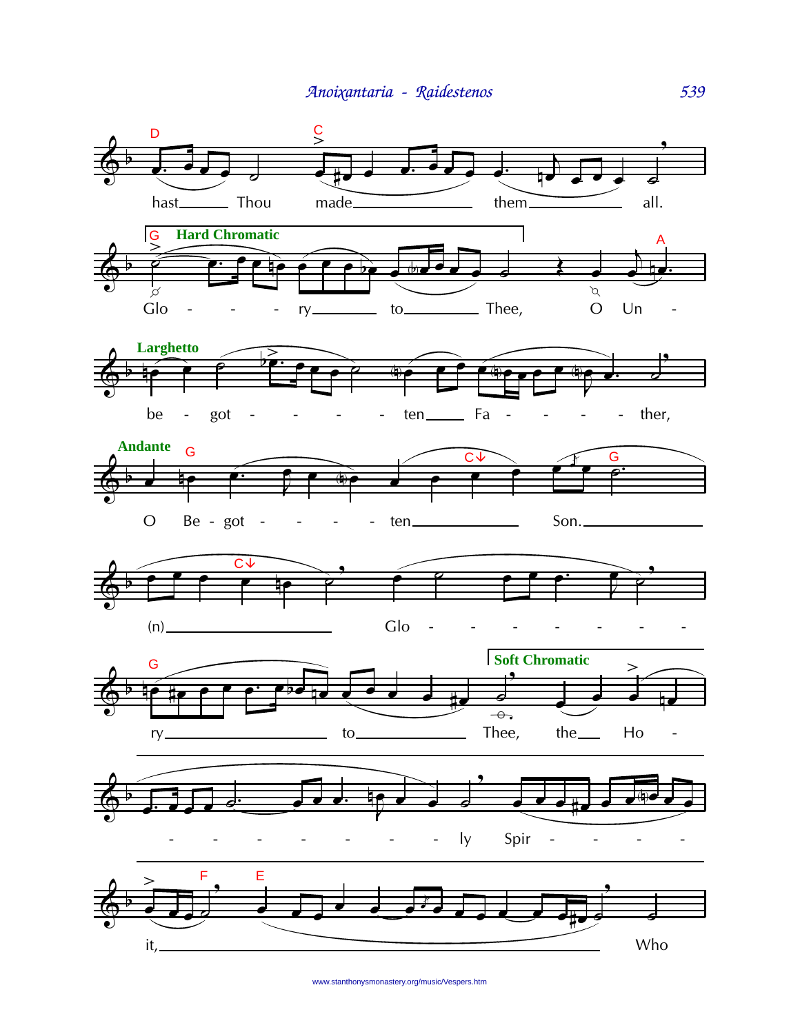D C

hast Thou made them all.

G **Hard Chromatic** A

Glo - - - ry to Thee, O Un -

**Larghetto**

be - got - - - - - ten Fa - - - - - ther,

**Andante** G C↓ G

O Be - got - - - - ten Son.

C↓

(n) Glo - - - - - - - -

G **Soft Chromatic**

ry to Thee, the Ho -

\- - - - - - - ly Spir - - - -

F E

it, Who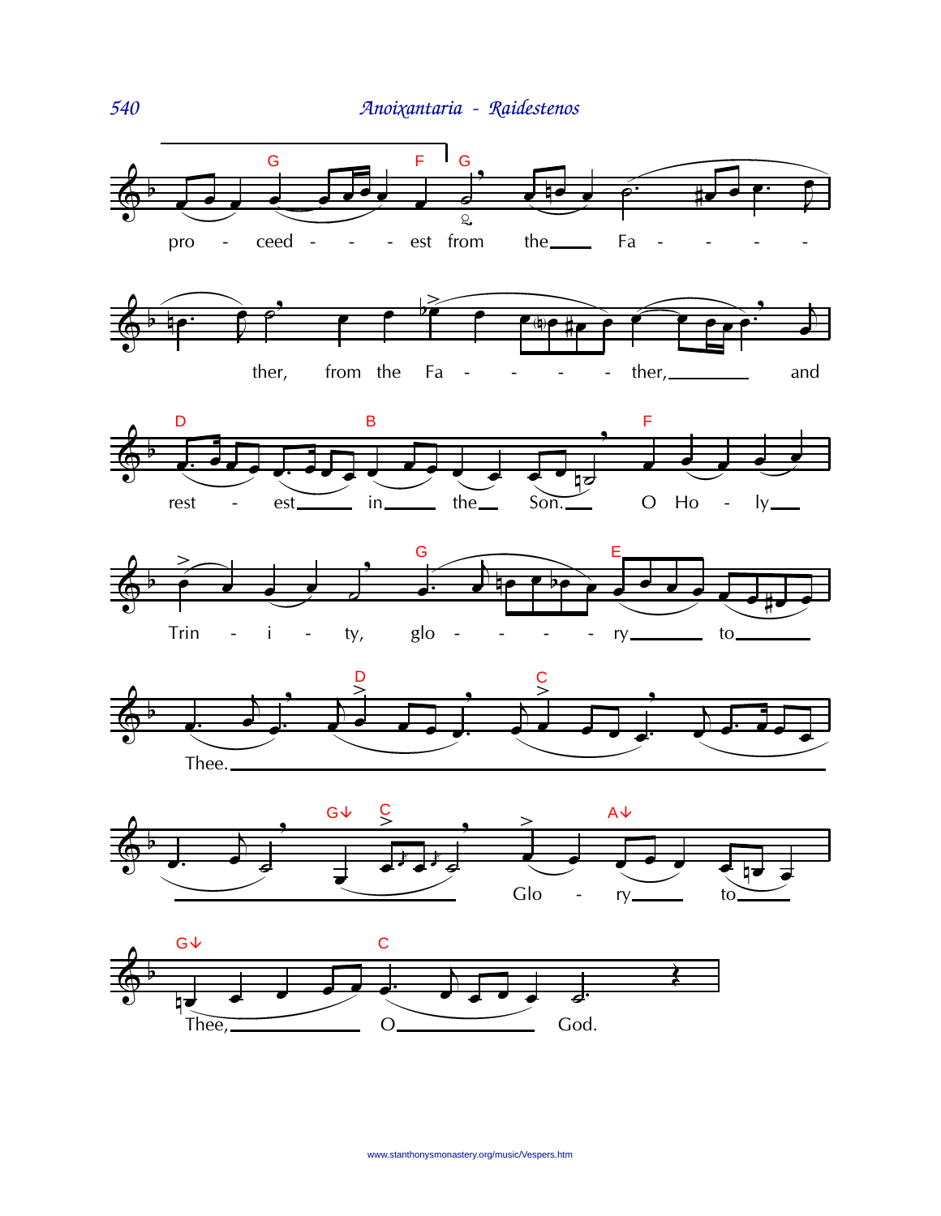pro - ceed - - - est from the Fa - - - -

ther, from the Fa - - - - ther, and

rest - est in the Son. O Ho - ly

Trin - i - ty, glo - - - - ry to

Thee.

Glo - ry to

Thee, O God.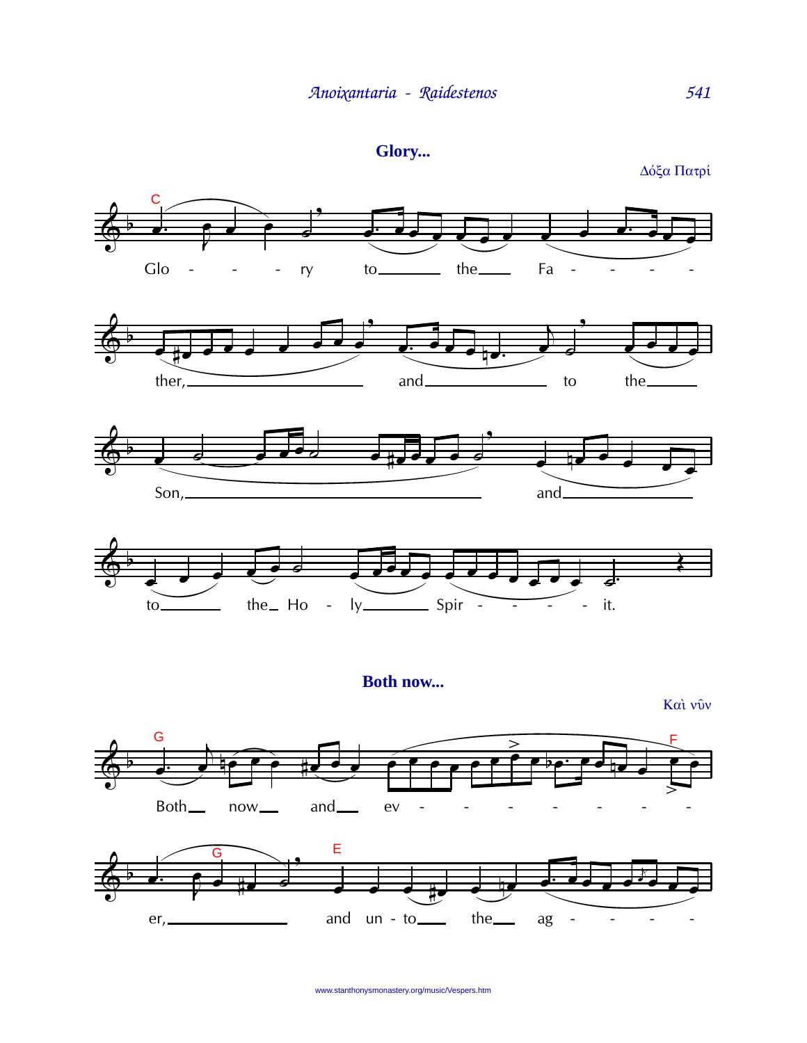## Glory...

Δόξα Πατρί

Glo - - - ry to the Fa - - - - ther, and to the Son, and to the Ho - ly Spir - - - - it.

## Both now...

Καὶ νῦν

Both now and ev - - - - - - - er, and un - to the ag - - - -

www.stanthonysmonastery.org/music/Vespers.htm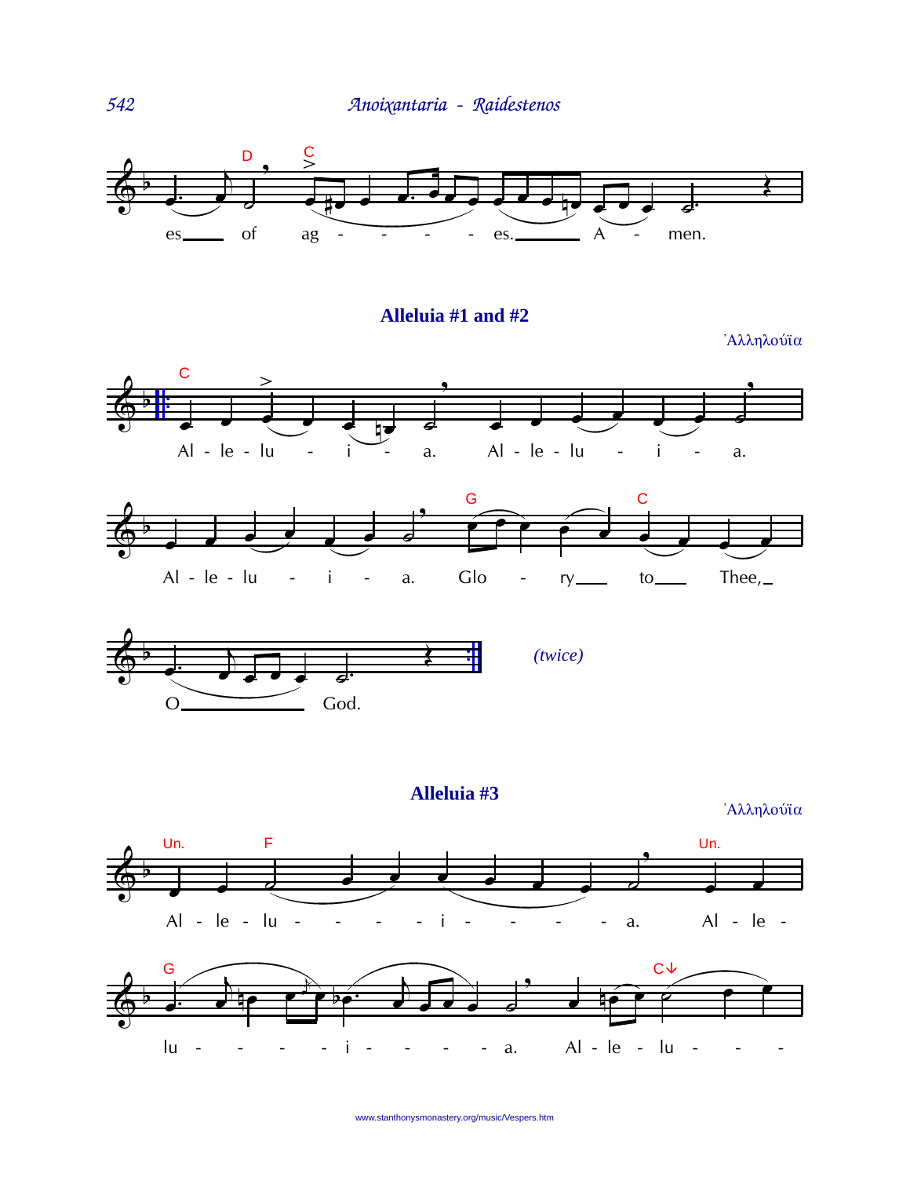es of ag - - - - - es. A - men.

## Alleluia #1 and #2

Ἀλληλούϊα

Al - le - lu - i - a. Al - le - lu - i - a.

Al - le - lu - i - a. Glo - ry to Thee,

O God.

*(twice)*

## Alleluia #3

Ἀλληλούϊα

Al - le - lu - - - - - i - - - - a. Al - le -

lu - - - - i - - - - a. Al - le - lu - - -

www.stanthonysmonastery.org/music/Vespers.htm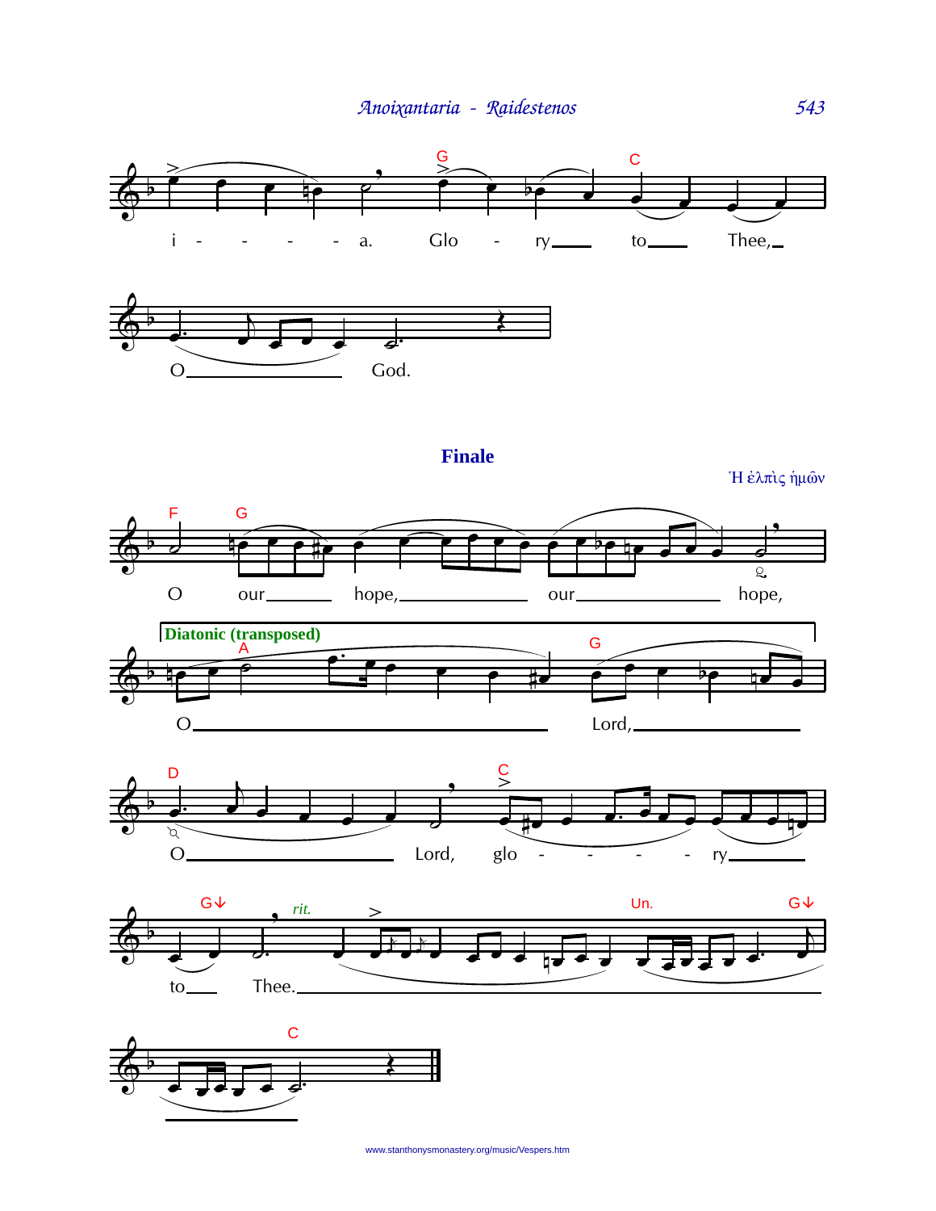i - - - - a. Glo - ry to Thee,

O God.

## Finale

Ἡ ἐλπὶς ἡμῶν

O our hope, our hope,

**Diatonic (transposed)**

O Lord,

O Lord, glo - - - - ry

to Thee.

*rit.*

Un.

www.stanthonysmonastery.org/music/Vespers.htm